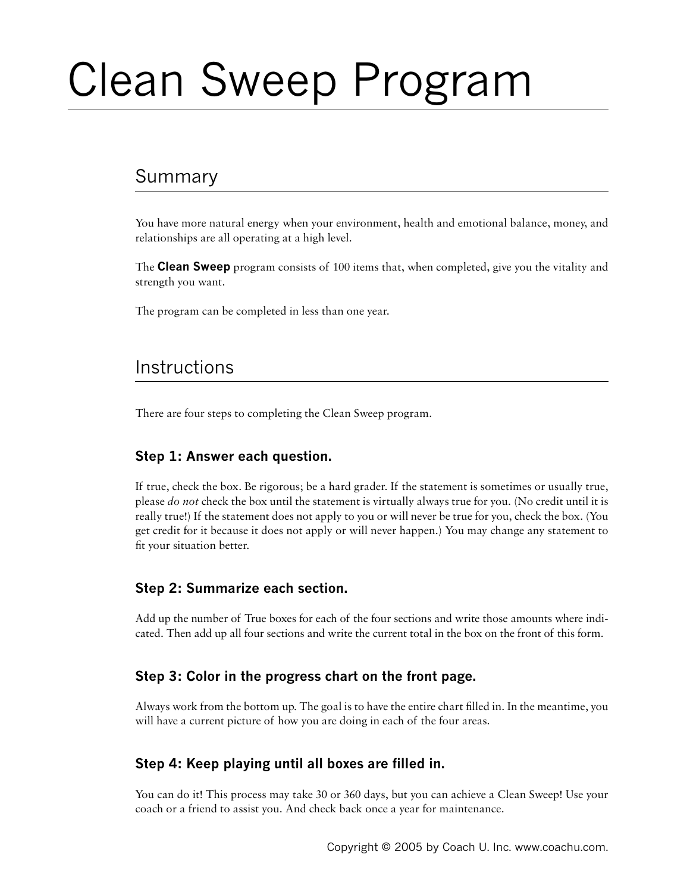# Clean Sweep Program

## Summary

You have more natural energy when your environment, health and emotional balance, money, and relationships are all operating at a high level.

The **Clean Sweep** program consists of 100 items that, when completed, give you the vitality and strength you want.

The program can be completed in less than one year.

## Instructions

There are four steps to completing the Clean Sweep program.

### Step 1: Answer each question.

If true, check the box. Be rigorous; be a hard grader. If the statement is sometimes or usually true, please *do not* check the box until the statement is virtually always true for you. (No credit until it is really true!) If the statement does not apply to you or will never be true for you, check the box. (You get credit for it because it does not apply or will never happen.) You may change any statement to fit your situation better.

### Step 2: Summarize each section.

Add up the number of True boxes for each of the four sections and write those amounts where indicated. Then add up all four sections and write the current total in the box on the front of this form.

### Step 3: Color in the progress chart on the front page.

Always work from the bottom up. The goal is to have the entire chart filled in. In the meantime, you will have a current picture of how you are doing in each of the four areas.

### Step 4: Keep playing until all boxes are filled in.

You can do it! This process may take 30 or 360 days, but you can achieve a Clean Sweep! Use your coach or a friend to assist you. And check back once a year for maintenance.

Copyright © 2005 by Coach U. Inc. www.coachu.com.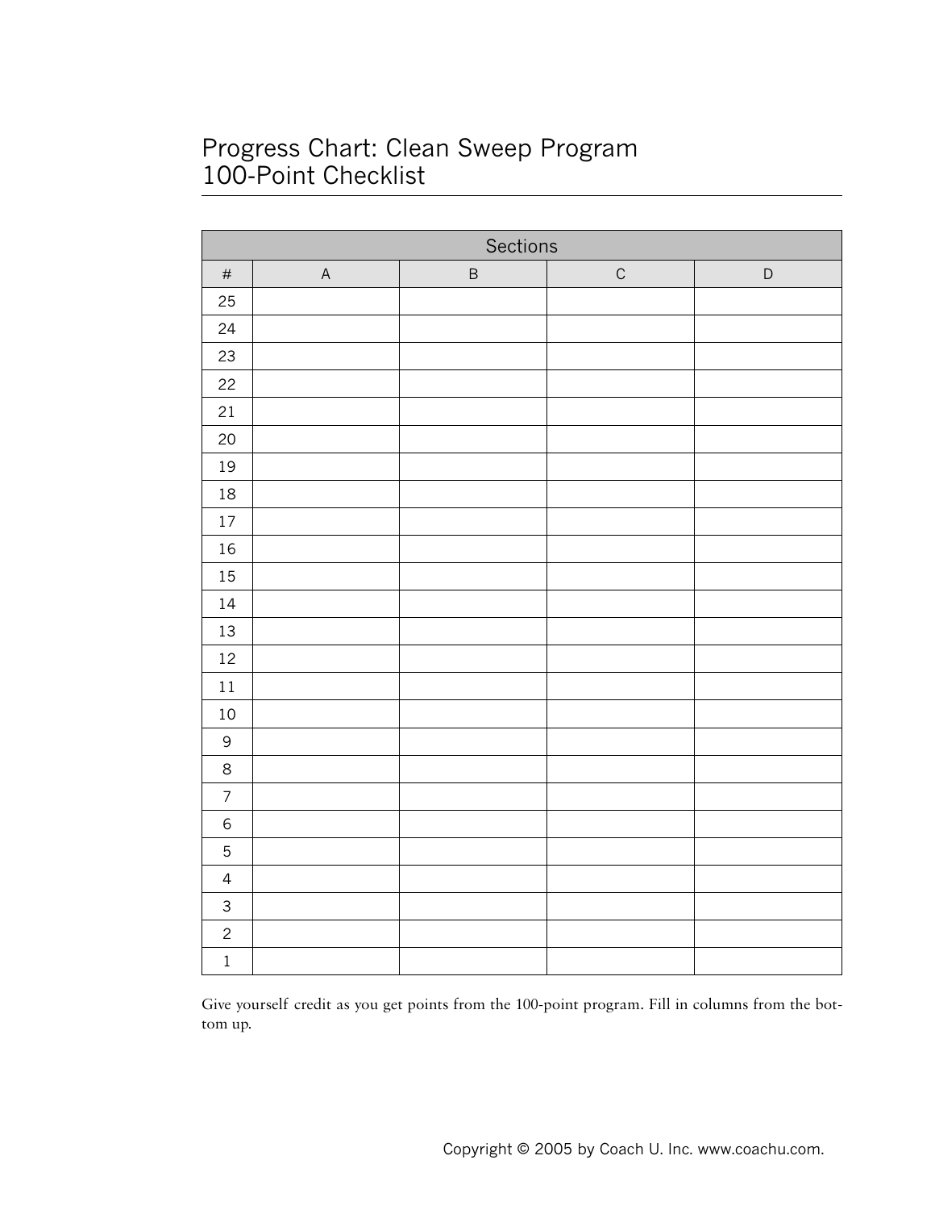# Progress Chart: Clean Sweep Program
# 100-Point Checklist

| Sections | | | | |
|---|---|---|---|---|
| # | A | B | C | D |
| 25 | | | | |
| 24 | | | | |
| 23 | | | | |
| 22 | | | | |
| 21 | | | | |
| 20 | | | | |
| 19 | | | | |
| 18 | | | | |
| 17 | | | | |
| 16 | | | | |
| 15 | | | | |
| 14 | | | | |
| 13 | | | | |
| 12 | | | | |
| 11 | | | | |
| 10 | | | | |
| 9 | | | | |
| 8 | | | | |
| 7 | | | | |
| 6 | | | | |
| 5 | | | | |
| 4 | | | | |
| 3 | | | | |
| 2 | | | | |
| 1 | | | | |

Give yourself credit as you get points from the 100-point program. Fill in columns from the bottom up.

Copyright © 2005 by Coach U. Inc. www.coachu.com.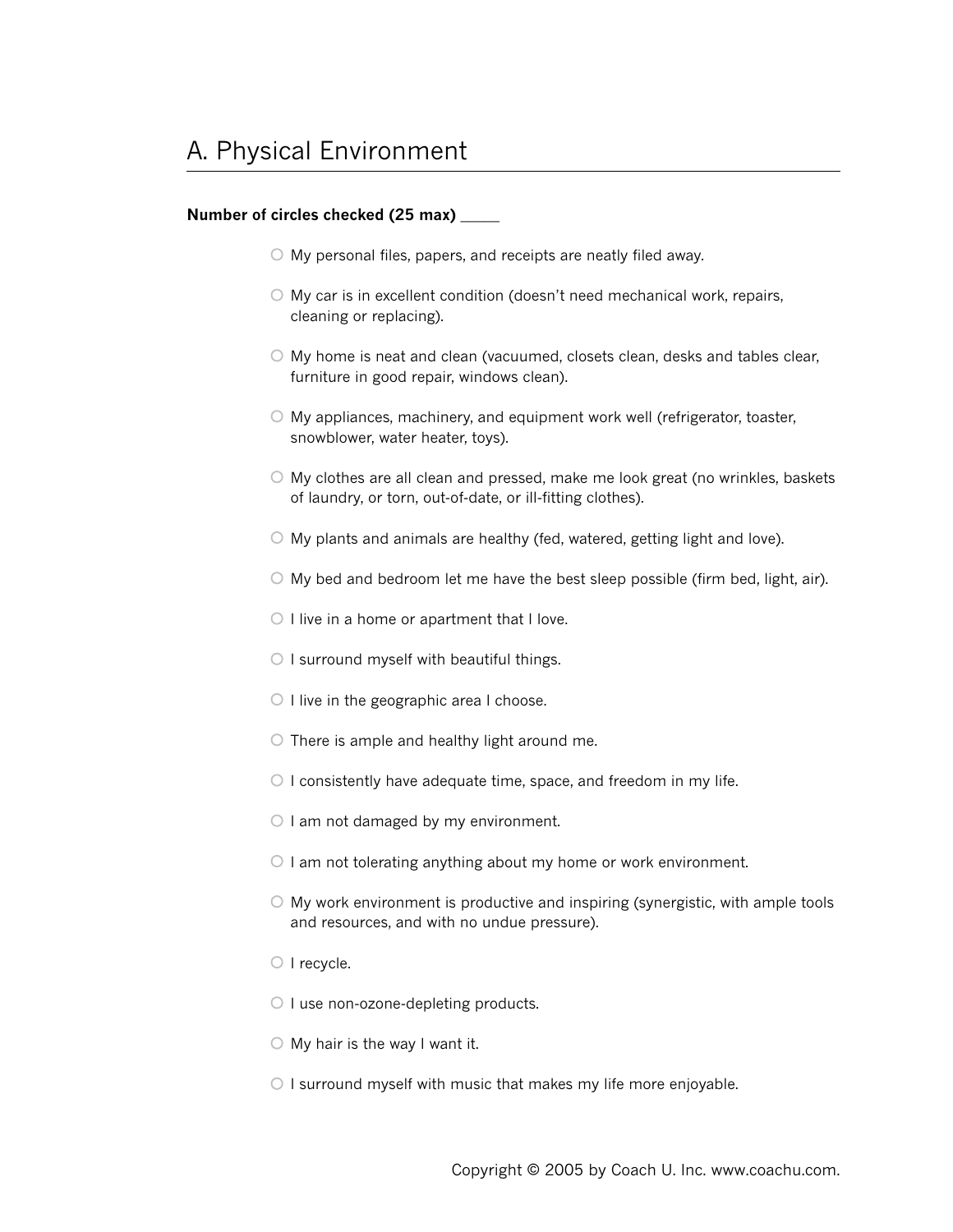## A. Physical Environment

**Number of circles checked (25 max) _____**

- ○ My personal files, papers, and receipts are neatly filed away.
- ○ My car is in excellent condition (doesn't need mechanical work, repairs, cleaning or replacing).
- ○ My home is neat and clean (vacuumed, closets clean, desks and tables clear, furniture in good repair, windows clean).
- ○ My appliances, machinery, and equipment work well (refrigerator, toaster, snowblower, water heater, toys).
- ○ My clothes are all clean and pressed, make me look great (no wrinkles, baskets of laundry, or torn, out-of-date, or ill-fitting clothes).
- ○ My plants and animals are healthy (fed, watered, getting light and love).
- ○ My bed and bedroom let me have the best sleep possible (firm bed, light, air).
- ○ I live in a home or apartment that I love.
- ○ I surround myself with beautiful things.
- ○ I live in the geographic area I choose.
- ○ There is ample and healthy light around me.
- ○ I consistently have adequate time, space, and freedom in my life.
- ○ I am not damaged by my environment.
- ○ I am not tolerating anything about my home or work environment.
- ○ My work environment is productive and inspiring (synergistic, with ample tools and resources, and with no undue pressure).
- ○ I recycle.
- ○ I use non-ozone-depleting products.
- ○ My hair is the way I want it.
- ○ I surround myself with music that makes my life more enjoyable.

Copyright © 2005 by Coach U. Inc. www.coachu.com.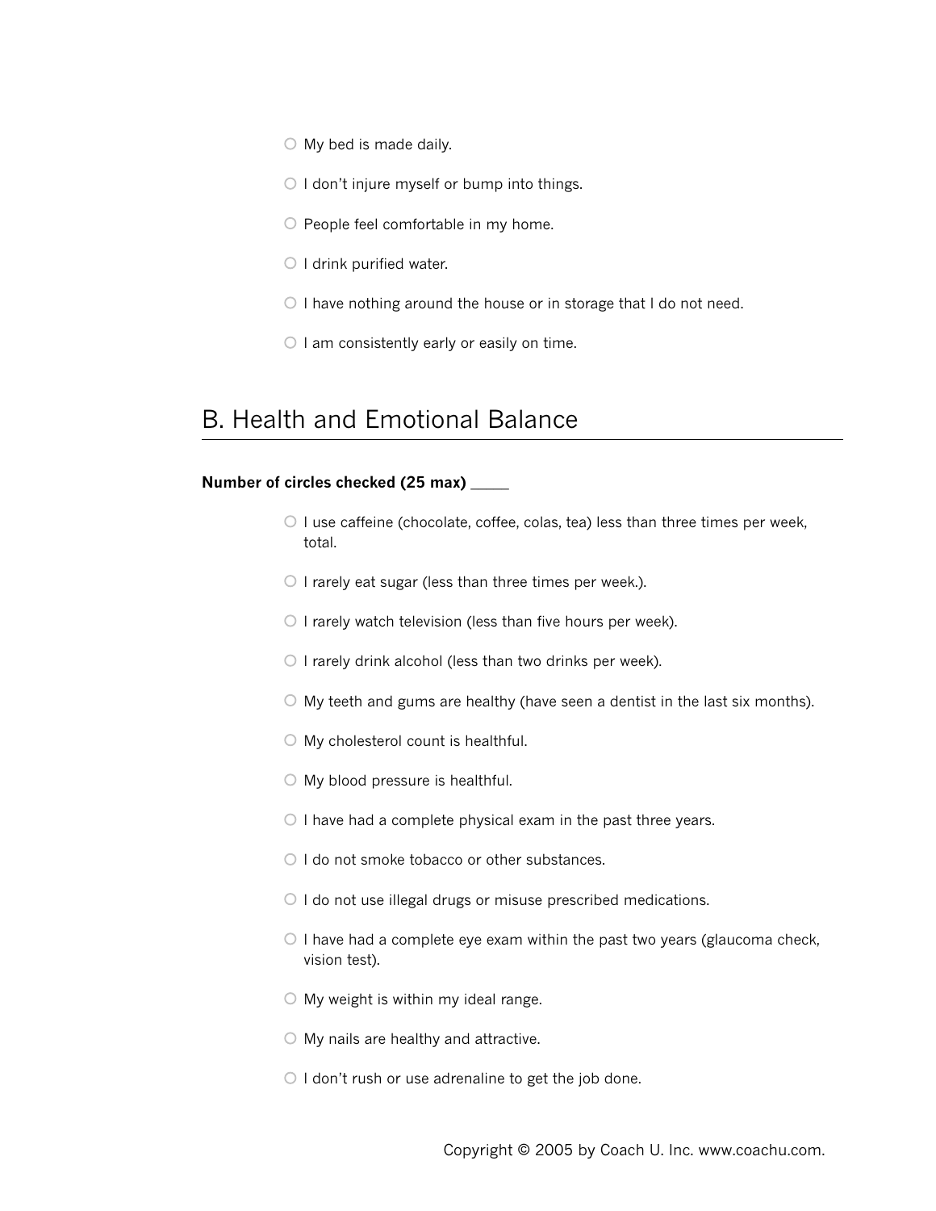- My bed is made daily.
- I don't injure myself or bump into things.
- People feel comfortable in my home.
- I drink purified water.
- I have nothing around the house or in storage that I do not need.
- I am consistently early or easily on time.

## B. Health and Emotional Balance

**Number of circles checked (25 max)** _____

- I use caffeine (chocolate, coffee, colas, tea) less than three times per week, total.
- I rarely eat sugar (less than three times per week.).
- I rarely watch television (less than five hours per week).
- I rarely drink alcohol (less than two drinks per week).
- My teeth and gums are healthy (have seen a dentist in the last six months).
- My cholesterol count is healthful.
- My blood pressure is healthful.
- I have had a complete physical exam in the past three years.
- I do not smoke tobacco or other substances.
- I do not use illegal drugs or misuse prescribed medications.
- I have had a complete eye exam within the past two years (glaucoma check, vision test).
- My weight is within my ideal range.
- My nails are healthy and attractive.
- I don't rush or use adrenaline to get the job done.

Copyright © 2005 by Coach U. Inc. www.coachu.com.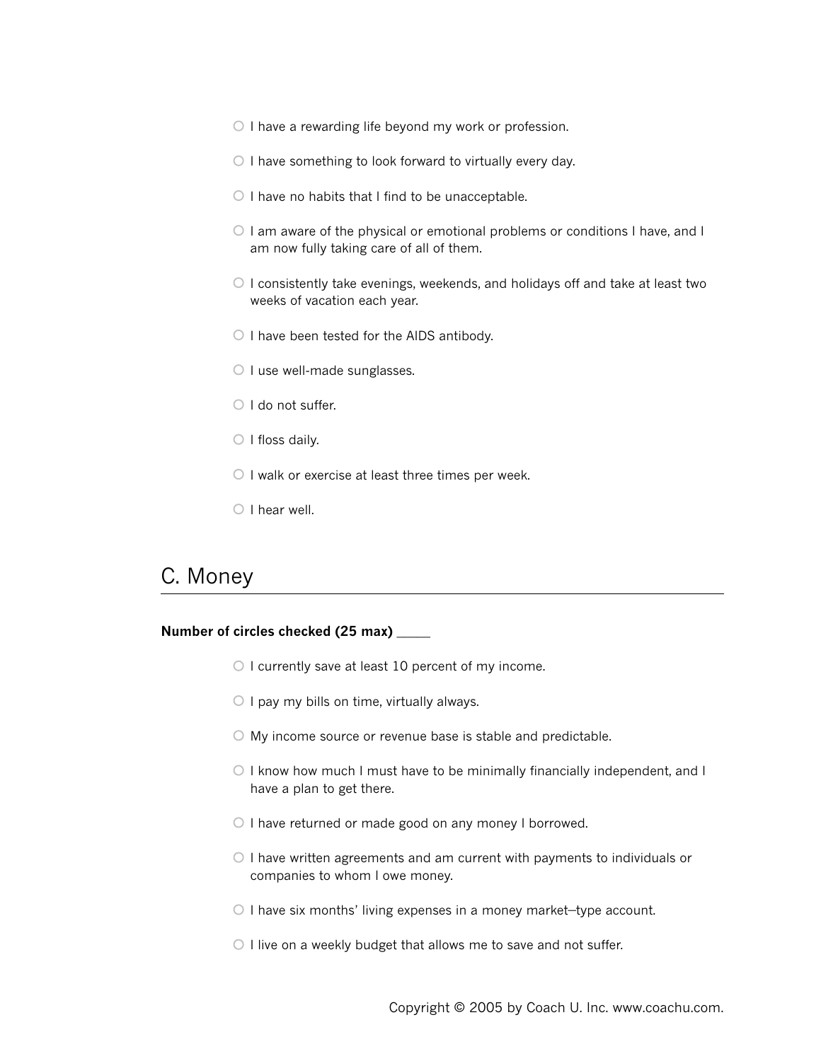- ○ I have a rewarding life beyond my work or profession.
- ○ I have something to look forward to virtually every day.
- ○ I have no habits that I find to be unacceptable.
- ○ I am aware of the physical or emotional problems or conditions I have, and I am now fully taking care of all of them.
- ○ I consistently take evenings, weekends, and holidays off and take at least two weeks of vacation each year.
- ○ I have been tested for the AIDS antibody.
- ○ I use well-made sunglasses.
- ○ I do not suffer.
- ○ I floss daily.
- ○ I walk or exercise at least three times per week.
- ○ I hear well.

## C. Money

**Number of circles checked (25 max)** _____

- ○ I currently save at least 10 percent of my income.
- ○ I pay my bills on time, virtually always.
- ○ My income source or revenue base is stable and predictable.
- ○ I know how much I must have to be minimally financially independent, and I have a plan to get there.
- ○ I have returned or made good on any money I borrowed.
- ○ I have written agreements and am current with payments to individuals or companies to whom I owe money.
- ○ I have six months' living expenses in a money market–type account.
- ○ I live on a weekly budget that allows me to save and not suffer.

Copyright © 2005 by Coach U. Inc. www.coachu.com.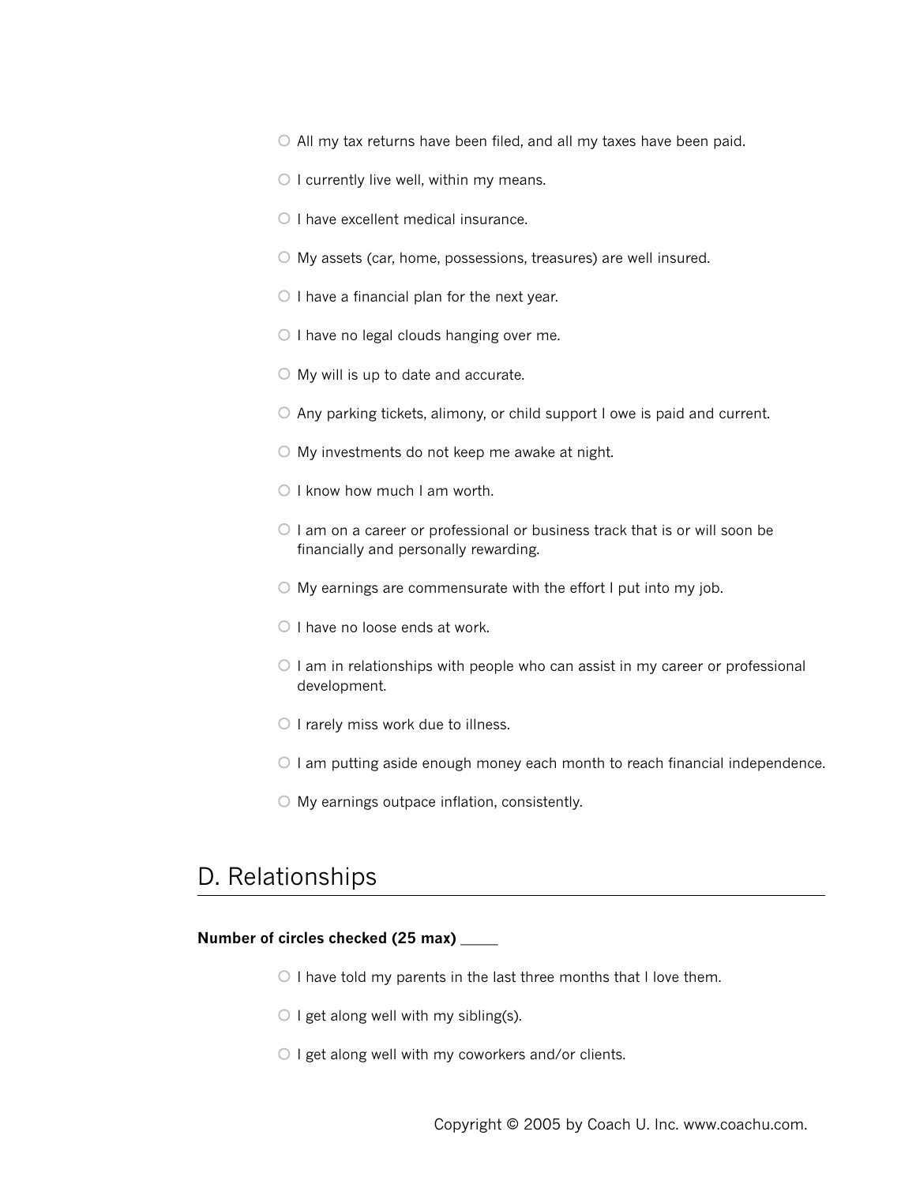- ○ All my tax returns have been filed, and all my taxes have been paid.
- ○ I currently live well, within my means.
- ○ I have excellent medical insurance.
- ○ My assets (car, home, possessions, treasures) are well insured.
- ○ I have a financial plan for the next year.
- ○ I have no legal clouds hanging over me.
- ○ My will is up to date and accurate.
- ○ Any parking tickets, alimony, or child support I owe is paid and current.
- ○ My investments do not keep me awake at night.
- ○ I know how much I am worth.
- ○ I am on a career or professional or business track that is or will soon be financially and personally rewarding.
- ○ My earnings are commensurate with the effort I put into my job.
- ○ I have no loose ends at work.
- ○ I am in relationships with people who can assist in my career or professional development.
- ○ I rarely miss work due to illness.
- ○ I am putting aside enough money each month to reach financial independence.
- ○ My earnings outpace inflation, consistently.

## D. Relationships

**Number of circles checked (25 max)** _____

- ○ I have told my parents in the last three months that I love them.
- ○ I get along well with my sibling(s).
- ○ I get along well with my coworkers and/or clients.

Copyright © 2005 by Coach U. Inc. www.coachu.com.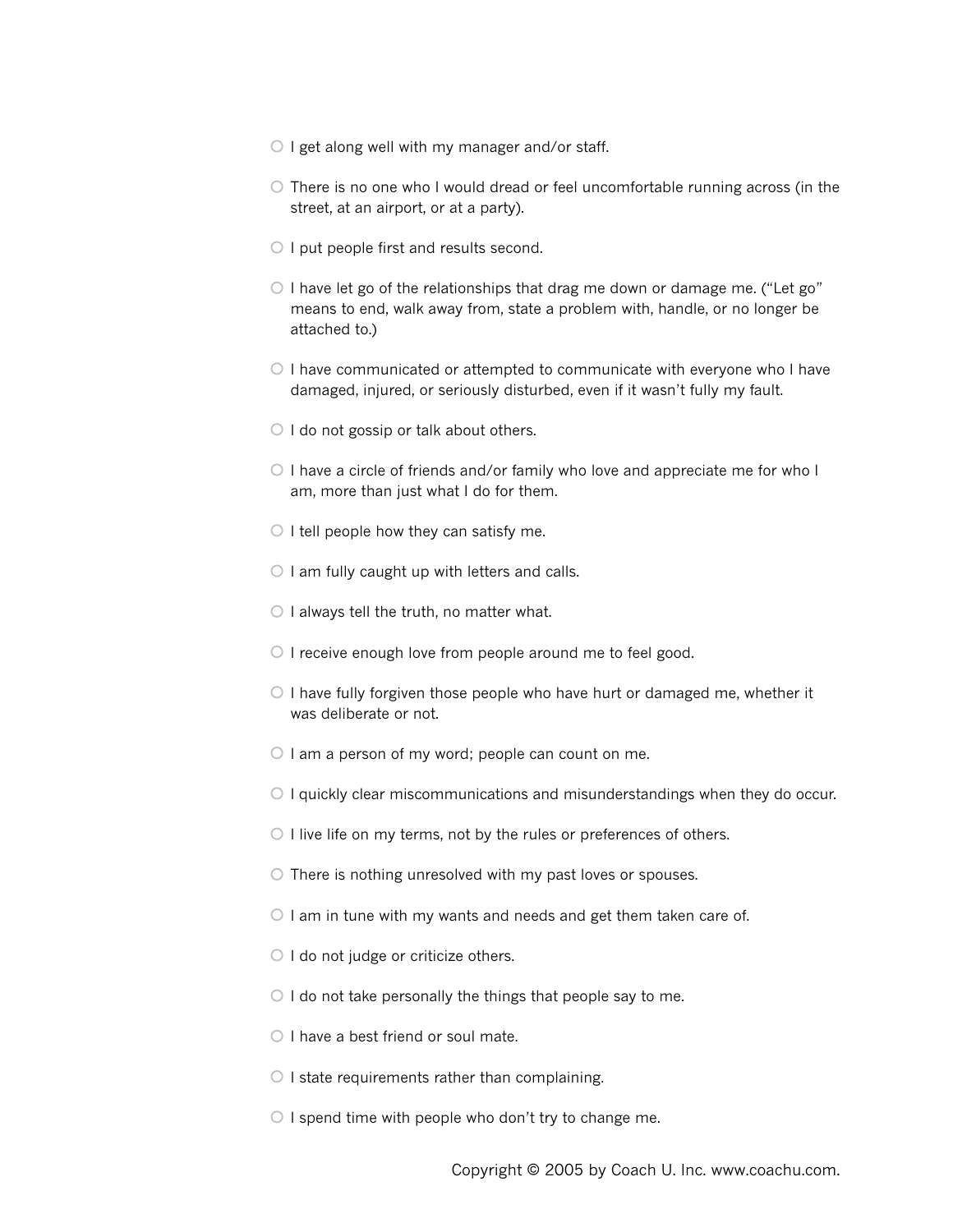- ○ I get along well with my manager and/or staff.
- ○ There is no one who I would dread or feel uncomfortable running across (in the street, at an airport, or at a party).
- ○ I put people first and results second.
- ○ I have let go of the relationships that drag me down or damage me. ("Let go" means to end, walk away from, state a problem with, handle, or no longer be attached to.)
- ○ I have communicated or attempted to communicate with everyone who I have damaged, injured, or seriously disturbed, even if it wasn't fully my fault.
- ○ I do not gossip or talk about others.
- ○ I have a circle of friends and/or family who love and appreciate me for who I am, more than just what I do for them.
- ○ I tell people how they can satisfy me.
- ○ I am fully caught up with letters and calls.
- ○ I always tell the truth, no matter what.
- ○ I receive enough love from people around me to feel good.
- ○ I have fully forgiven those people who have hurt or damaged me, whether it was deliberate or not.
- ○ I am a person of my word; people can count on me.
- ○ I quickly clear miscommunications and misunderstandings when they do occur.
- ○ I live life on my terms, not by the rules or preferences of others.
- ○ There is nothing unresolved with my past loves or spouses.
- ○ I am in tune with my wants and needs and get them taken care of.
- ○ I do not judge or criticize others.
- ○ I do not take personally the things that people say to me.
- ○ I have a best friend or soul mate.
- ○ I state requirements rather than complaining.
- ○ I spend time with people who don't try to change me.

Copyright © 2005 by Coach U. Inc. www.coachu.com.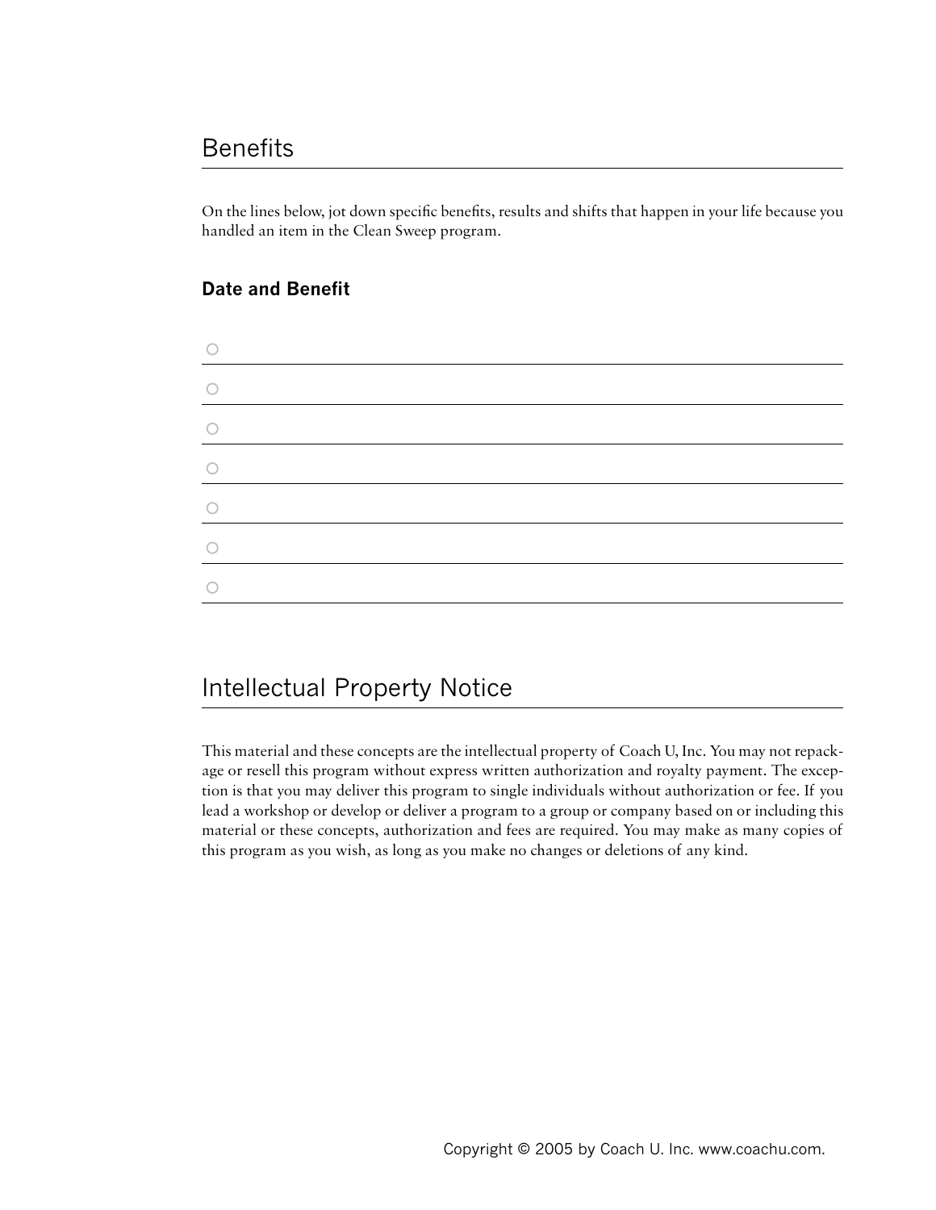## Benefits

On the lines below, jot down specific benefits, results and shifts that happen in your life because you handled an item in the Clean Sweep program.

### Date and Benefit

- ○ \_\_\_\_\_\_\_\_\_\_\_\_\_\_\_\_\_\_\_\_\_\_\_\_\_\_\_\_\_\_\_\_\_\_\_\_\_\_\_\_
- ○ \_\_\_\_\_\_\_\_\_\_\_\_\_\_\_\_\_\_\_\_\_\_\_\_\_\_\_\_\_\_\_\_\_\_\_\_\_\_\_\_
- ○ \_\_\_\_\_\_\_\_\_\_\_\_\_\_\_\_\_\_\_\_\_\_\_\_\_\_\_\_\_\_\_\_\_\_\_\_\_\_\_\_
- ○ \_\_\_\_\_\_\_\_\_\_\_\_\_\_\_\_\_\_\_\_\_\_\_\_\_\_\_\_\_\_\_\_\_\_\_\_\_\_\_\_
- ○ \_\_\_\_\_\_\_\_\_\_\_\_\_\_\_\_\_\_\_\_\_\_\_\_\_\_\_\_\_\_\_\_\_\_\_\_\_\_\_\_
- ○ \_\_\_\_\_\_\_\_\_\_\_\_\_\_\_\_\_\_\_\_\_\_\_\_\_\_\_\_\_\_\_\_\_\_\_\_\_\_\_\_
- ○ \_\_\_\_\_\_\_\_\_\_\_\_\_\_\_\_\_\_\_\_\_\_\_\_\_\_\_\_\_\_\_\_\_\_\_\_\_\_\_\_

## Intellectual Property Notice

This material and these concepts are the intellectual property of Coach U, Inc. You may not repackage or resell this program without express written authorization and royalty payment. The exception is that you may deliver this program to single individuals without authorization or fee. If you lead a workshop or develop or deliver a program to a group or company based on or including this material or these concepts, authorization and fees are required. You may make as many copies of this program as you wish, as long as you make no changes or deletions of any kind.

Copyright © 2005 by Coach U. Inc. www.coachu.com.